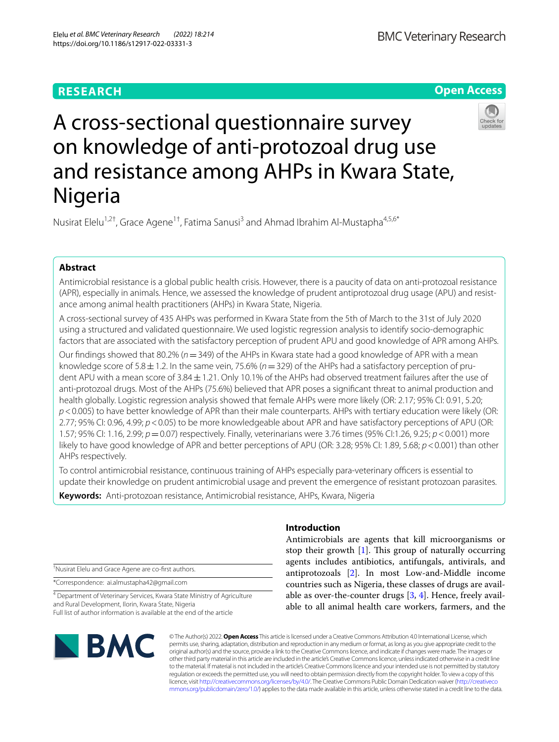**RESEARCH** | **Open Access**

# A cross-sectional questionnaire survey on knowledge of anti-protozoal drug use and resistance among AHPs in Kwara State, Nigeria

Nusirat Elelu[1,2†], Grace Agene[1†], Fatima Sanusi[3] and Ahmad Ibrahim Al-Mustapha[4,5,6*]

## Abstract

Antimicrobial resistance is a global public health crisis. However, there is a paucity of data on anti-protozoal resistance (APR), especially in animals. Hence, we assessed the knowledge of prudent antiprotozoal drug usage (APU) and resistance among animal health practitioners (AHPs) in Kwara State, Nigeria.

A cross-sectional survey of 435 AHPs was performed in Kwara State from the 5th of March to the 31st of July 2020 using a structured and validated questionnaire. We used logistic regression analysis to identify socio-demographic factors that are associated with the satisfactory perception of prudent APU and good knowledge of APR among AHPs.

Our findings showed that 80.2% ($n = 349$) of the AHPs in Kwara state had a good knowledge of APR with a mean knowledge score of $5.8 \pm 1.2$. In the same vein, 75.6% ($n = 329$) of the AHPs had a satisfactory perception of prudent APU with a mean score of $3.84 \pm 1.21$. Only 10.1% of the AHPs had observed treatment failures after the use of anti-protozoal drugs. Most of the AHPs (75.6%) believed that APR poses a significant threat to animal production and health globally. Logistic regression analysis showed that female AHPs were more likely (OR: 2.17; 95% CI: 0.91, 5.20; $p < 0.005$) to have better knowledge of APR than their male counterparts. AHPs with tertiary education were likely (OR: 2.77; 95% CI: 0.96, 4.99; $p < 0.05$) to be more knowledgeable about APR and have satisfactory perceptions of APU (OR: 1.57; 95% CI: 1.16, 2.99; $p = 0.07$) respectively. Finally, veterinarians were 3.76 times (95% CI:1.26, 9.25; $p < 0.001$) more likely to have good knowledge of APR and better perceptions of APU (OR: 3.28; 95% CI: 1.89, 5.68; $p < 0.001$) than other AHPs respectively.

To control antimicrobial resistance, continuous training of AHPs especially para-veterinary officers is essential to update their knowledge on prudent antimicrobial usage and prevent the emergence of resistant protozoan parasites.

**Keywords:** Anti-protozoan resistance, Antimicrobial resistance, AHPs, Kwara, Nigeria

## Introduction

Antimicrobials are agents that kill microorganisms or stop their growth [1]. This group of naturally occurring agents includes antibiotics, antifungals, antivirals, and antiprotozoals [2]. In most Low-and-Middle income countries such as Nigeria, these classes of drugs are available as over-the-counter drugs [3, 4]. Hence, freely available to all animal health care workers, farmers, and the

†Nusirat Elelu and Grace Agene are co-first authors.

*Correspondence: ai.almustapha42@gmail.com

[4] Department of Veterinary Services, Kwara State Ministry of Agriculture and Rural Development, Ilorin, Kwara State, Nigeria
Full list of author information is available at the end of the article

© The Author(s) 2022. **Open Access** This article is licensed under a Creative Commons Attribution 4.0 International License, which permits use, sharing, adaptation, distribution and reproduction in any medium or format, as long as you give appropriate credit to the original author(s) and the source, provide a link to the Creative Commons licence, and indicate if changes were made. The images or other third party material in this article are included in the article's Creative Commons licence, unless indicated otherwise in a credit line to the material. If material is not included in the article's Creative Commons licence and your intended use is not permitted by statutory regulation or exceeds the permitted use, you will need to obtain permission directly from the copyright holder. To view a copy of this licence, visit http://creativecommons.org/licenses/by/4.0/. The Creative Commons Public Domain Dedication waiver (http://creativecommons.org/publicdomain/zero/1.0/) applies to the data made available in this article, unless otherwise stated in a credit line to the data.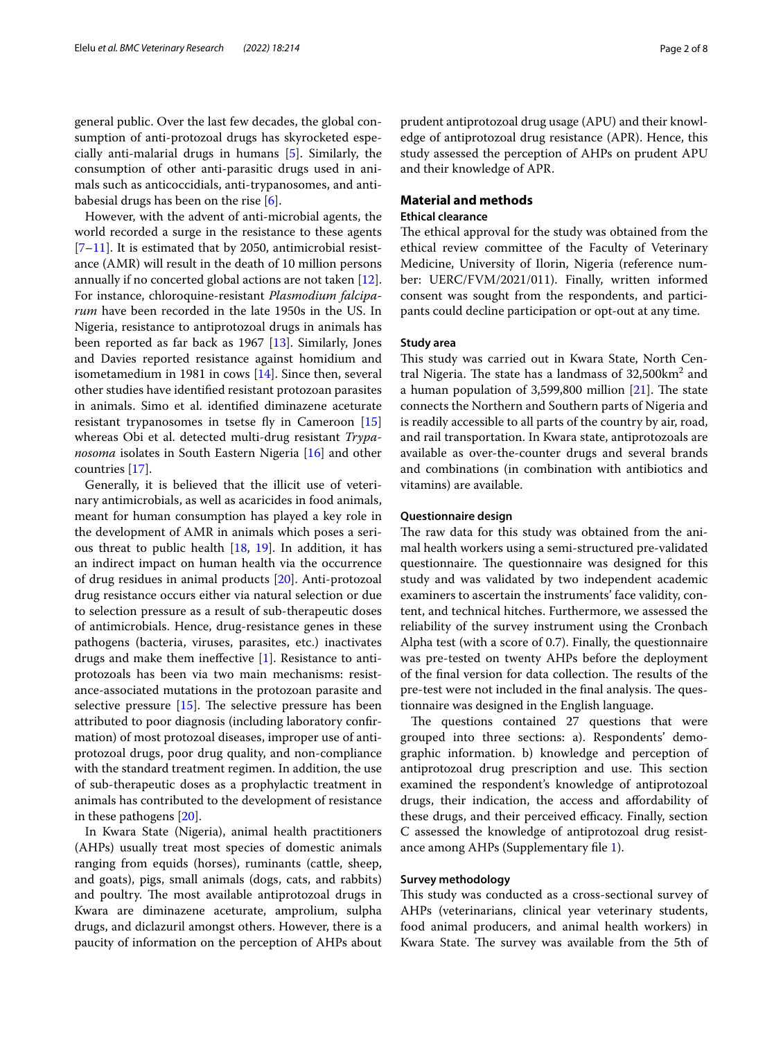general public. Over the last few decades, the global consumption of anti-protozoal drugs has skyrocketed especially anti-malarial drugs in humans [5]. Similarly, the consumption of other anti-parasitic drugs used in animals such as anticoccidials, anti-trypanosomes, and antibabesial drugs has been on the rise [6].

However, with the advent of anti-microbial agents, the world recorded a surge in the resistance to these agents [7–11]. It is estimated that by 2050, antimicrobial resistance (AMR) will result in the death of 10 million persons annually if no concerted global actions are not taken [12]. For instance, chloroquine-resistant *Plasmodium falciparum* have been recorded in the late 1950s in the US. In Nigeria, resistance to antiprotozoal drugs in animals has been reported as far back as 1967 [13]. Similarly, Jones and Davies reported resistance against homidium and isometamedium in 1981 in cows [14]. Since then, several other studies have identified resistant protozoan parasites in animals. Simo et al. identified diminazene aceturate resistant trypanosomes in tsetse fly in Cameroon [15] whereas Obi et al. detected multi-drug resistant *Trypanosoma* isolates in South Eastern Nigeria [16] and other countries [17].

Generally, it is believed that the illicit use of veterinary antimicrobials, as well as acaricides in food animals, meant for human consumption has played a key role in the development of AMR in animals which poses a serious threat to public health [18, 19]. In addition, it has an indirect impact on human health via the occurrence of drug residues in animal products [20]. Anti-protozoal drug resistance occurs either via natural selection or due to selection pressure as a result of sub-therapeutic doses of antimicrobials. Hence, drug-resistance genes in these pathogens (bacteria, viruses, parasites, etc.) inactivates drugs and make them ineffective [1]. Resistance to antiprotozoals has been via two main mechanisms: resistance-associated mutations in the protozoan parasite and selective pressure [15]. The selective pressure has been attributed to poor diagnosis (including laboratory confirmation) of most protozoal diseases, improper use of antiprotozoal drugs, poor drug quality, and non-compliance with the standard treatment regimen. In addition, the use of sub-therapeutic doses as a prophylactic treatment in animals has contributed to the development of resistance in these pathogens [20].

In Kwara State (Nigeria), animal health practitioners (AHPs) usually treat most species of domestic animals ranging from equids (horses), ruminants (cattle, sheep, and goats), pigs, small animals (dogs, cats, and rabbits) and poultry. The most available antiprotozoal drugs in Kwara are diminazene aceturate, amprolium, sulpha drugs, and diclazuril amongst others. However, there is a paucity of information on the perception of AHPs about prudent antiprotozoal drug usage (APU) and their knowledge of antiprotozoal drug resistance (APR). Hence, this study assessed the perception of AHPs on prudent APU and their knowledge of APR.

## Material and methods

### Ethical clearance

The ethical approval for the study was obtained from the ethical review committee of the Faculty of Veterinary Medicine, University of Ilorin, Nigeria (reference number: UERC/FVM/2021/011). Finally, written informed consent was sought from the respondents, and participants could decline participation or opt-out at any time.

### Study area

This study was carried out in Kwara State, North Central Nigeria. The state has a landmass of 32,500km$^2$ and a human population of 3,599,800 million [21]. The state connects the Northern and Southern parts of Nigeria and is readily accessible to all parts of the country by air, road, and rail transportation. In Kwara state, antiprotozoals are available as over-the-counter drugs and several brands and combinations (in combination with antibiotics and vitamins) are available.

### Questionnaire design

The raw data for this study was obtained from the animal health workers using a semi-structured pre-validated questionnaire. The questionnaire was designed for this study and was validated by two independent academic examiners to ascertain the instruments' face validity, content, and technical hitches. Furthermore, we assessed the reliability of the survey instrument using the Cronbach Alpha test (with a score of 0.7). Finally, the questionnaire was pre-tested on twenty AHPs before the deployment of the final version for data collection. The results of the pre-test were not included in the final analysis. The questionnaire was designed in the English language.

The questions contained 27 questions that were grouped into three sections: a). Respondents' demographic information. b) knowledge and perception of antiprotozoal drug prescription and use. This section examined the respondent's knowledge of antiprotozoal drugs, their indication, the access and affordability of these drugs, and their perceived efficacy. Finally, section C assessed the knowledge of antiprotozoal drug resistance among AHPs (Supplementary file 1).

### Survey methodology

This study was conducted as a cross-sectional survey of AHPs (veterinarians, clinical year veterinary students, food animal producers, and animal health workers) in Kwara State. The survey was available from the 5th of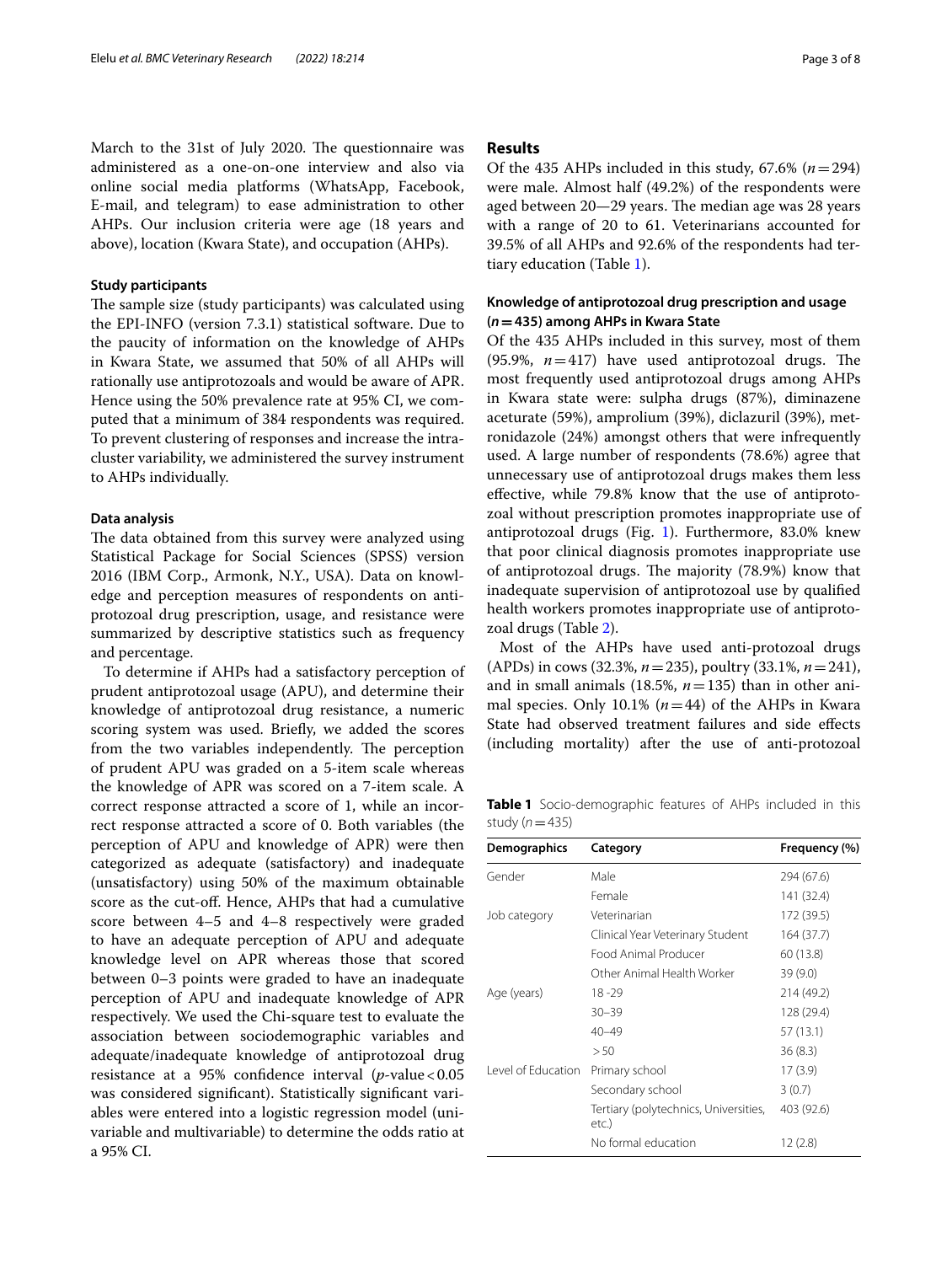March to the 31st of July 2020. The questionnaire was administered as a one-on-one interview and also via online social media platforms (WhatsApp, Facebook, E-mail, and telegram) to ease administration to other AHPs. Our inclusion criteria were age (18 years and above), location (Kwara State), and occupation (AHPs).

### Study participants

The sample size (study participants) was calculated using the EPI-INFO (version 7.3.1) statistical software. Due to the paucity of information on the knowledge of AHPs in Kwara State, we assumed that 50% of all AHPs will rationally use antiprotozoals and would be aware of APR. Hence using the 50% prevalence rate at 95% CI, we computed that a minimum of 384 respondents was required. To prevent clustering of responses and increase the intra-cluster variability, we administered the survey instrument to AHPs individually.

### Data analysis

The data obtained from this survey were analyzed using Statistical Package for Social Sciences (SPSS) version 2016 (IBM Corp., Armonk, N.Y., USA). Data on knowledge and perception measures of respondents on anti-protozoal drug prescription, usage, and resistance were summarized by descriptive statistics such as frequency and percentage.

To determine if AHPs had a satisfactory perception of prudent antiprotozoal usage (APU), and determine their knowledge of antiprotozoal drug resistance, a numeric scoring system was used. Briefly, we added the scores from the two variables independently. The perception of prudent APU was graded on a 5-item scale whereas the knowledge of APR was scored on a 7-item scale. A correct response attracted a score of 1, while an incorrect response attracted a score of 0. Both variables (the perception of APU and knowledge of APR) were then categorized as adequate (satisfactory) and inadequate (unsatisfactory) using 50% of the maximum obtainable score as the cut-off. Hence, AHPs that had a cumulative score between 4–5 and 4–8 respectively were graded to have an adequate perception of APU and adequate knowledge level on APR whereas those that scored between 0–3 points were graded to have an inadequate perception of APU and inadequate knowledge of APR respectively. We used the Chi-square test to evaluate the association between sociodemographic variables and adequate/inadequate knowledge of antiprotozoal drug resistance at a 95% confidence interval ($p$-value < 0.05 was considered significant). Statistically significant variables were entered into a logistic regression model (univariable and multivariable) to determine the odds ratio at a 95% CI.

## Results

Of the 435 AHPs included in this study, 67.6% ($n = 294$) were male. Almost half (49.2%) of the respondents were aged between 20—29 years. The median age was 28 years with a range of 20 to 61. Veterinarians accounted for 39.5% of all AHPs and 92.6% of the respondents had tertiary education (Table 1).

### Knowledge of antiprotozoal drug prescription and usage ($n = 435$) among AHPs in Kwara State

Of the 435 AHPs included in this survey, most of them (95.9%, $n = 417$) have used antiprotozoal drugs. The most frequently used antiprotozoal drugs among AHPs in Kwara state were: sulpha drugs (87%), diminazene aceturate (59%), amprolium (39%), diclazuril (39%), metronidazole (24%) amongst others that were infrequently used. A large number of respondents (78.6%) agree that unnecessary use of antiprotozoal drugs makes them less effective, while 79.8% know that the use of antiprotozoal without prescription promotes inappropriate use of antiprotozoal drugs (Fig. 1). Furthermore, 83.0% knew that poor clinical diagnosis promotes inappropriate use of antiprotozoal drugs. The majority (78.9%) know that inadequate supervision of antiprotozoal use by qualified health workers promotes inappropriate use of antiprotozoal drugs (Table 2).

Most of the AHPs have used anti-protozoal drugs (APDs) in cows (32.3%, $n = 235$), poultry (33.1%, $n = 241$), and in small animals (18.5%, $n = 135$) than in other animal species. Only 10.1% ($n = 44$) of the AHPs in Kwara State had observed treatment failures and side effects (including mortality) after the use of anti-protozoal

**Table 1** Socio-demographic features of AHPs included in this study ($n = 435$)

| Demographics | Category | Frequency (%) |
|---|---|---|
| Gender | Male | 294 (67.6) |
| | Female | 141 (32.4) |
| Job category | Veterinarian | 172 (39.5) |
| | Clinical Year Veterinary Student | 164 (37.7) |
| | Food Animal Producer | 60 (13.8) |
| | Other Animal Health Worker | 39 (9.0) |
| Age (years) | 18 -29 | 214 (49.2) |
| | 30–39 | 128 (29.4) |
| | 40–49 | 57 (13.1) |
| | > 50 | 36 (8.3) |
| Level of Education | Primary school | 17 (3.9) |
| | Secondary school | 3 (0.7) |
| | Tertiary (polytechnics, Universities, etc.) | 403 (92.6) |
| | No formal education | 12 (2.8) |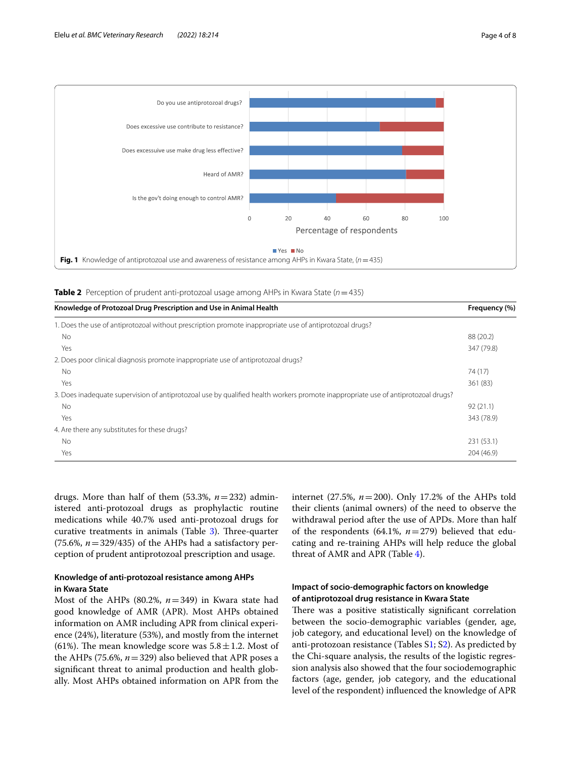Fig. 1 Knowledge of antiprotozoal use and awareness of resistance among AHPs in Kwara State, ($n = 435$)

**Table 2** Perception of prudent anti-protozoal usage among AHPs in Kwara State ($n = 435$)

| Knowledge of Protozoal Drug Prescription and Use in Animal Health | Frequency (%) |
|---|---|
| 1. Does the use of antiprotozoal without prescription promote inappropriate use of antiprotozoal drugs? | |
| No | 88 (20.2) |
| Yes | 347 (79.8) |
| 2. Does poor clinical diagnosis promote inappropriate use of antiprotozoal drugs? | |
| No | 74 (17) |
| Yes | 361 (83) |
| 3. Does inadequate supervision of antiprotozoal use by qualified health workers promote inappropriate use of antiprotozoal drugs? | |
| No | 92 (21.1) |
| Yes | 343 (78.9) |
| 4. Are there any substitutes for these drugs? | |
| No | 231 (53.1) |
| Yes | 204 (46.9) |

drugs. More than half of them (53.3%, $n = 232$) administered anti-protozoal drugs as prophylactic routine medications while 40.7% used anti-protozoal drugs for curative treatments in animals (Table 3). Three-quarter (75.6%, $n = 329/435$) of the AHPs had a satisfactory perception of prudent antiprotozoal prescription and usage.

### Knowledge of anti-protozoal resistance among AHPs in Kwara State

Most of the AHPs (80.2%, $n = 349$) in Kwara state had good knowledge of AMR (APR). Most AHPs obtained information on AMR including APR from clinical experience (24%), literature (53%), and mostly from the internet (61%). The mean knowledge score was $5.8 \pm 1.2$. Most of the AHPs (75.6%, $n = 329$) also believed that APR poses a significant threat to animal production and health globally. Most AHPs obtained information on APR from the internet (27.5%, $n = 200$). Only 17.2% of the AHPs told their clients (animal owners) of the need to observe the withdrawal period after the use of APDs. More than half of the respondents (64.1%, $n = 279$) believed that educating and re-training AHPs will help reduce the global threat of AMR and APR (Table 4).

### Impact of socio-demographic factors on knowledge of antiprotozoal drug resistance in Kwara State

There was a positive statistically significant correlation between the socio-demographic variables (gender, age, job category, and educational level) on the knowledge of anti-protozoan resistance (Tables S1; S2). As predicted by the Chi-square analysis, the results of the logistic regression analysis also showed that the four sociodemographic factors (age, gender, job category, and the educational level of the respondent) influenced the knowledge of APR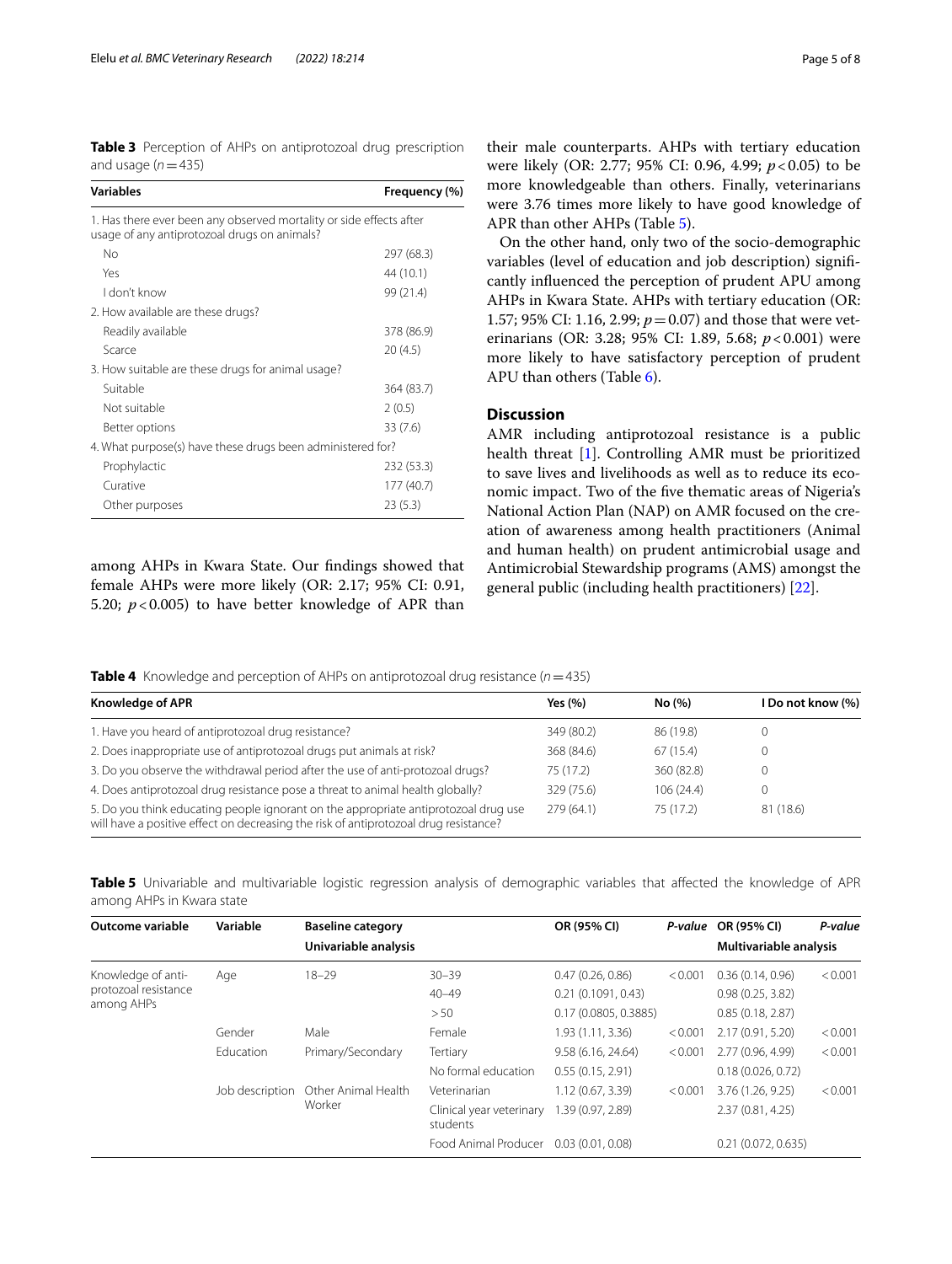**Table 3** Perception of AHPs on antiprotozoal drug prescription and usage ($n = 435$)

| Variables | Frequency (%) |
|---|---|
| 1. Has there ever been any observed mortality or side effects after usage of any antiprotozoal drugs on animals? | |
| No | 297 (68.3) |
| Yes | 44 (10.1) |
| I don't know | 99 (21.4) |
| 2. How available are these drugs? | |
| Readily available | 378 (86.9) |
| Scarce | 20 (4.5) |
| 3. How suitable are these drugs for animal usage? | |
| Suitable | 364 (83.7) |
| Not suitable | 2 (0.5) |
| Better options | 33 (7.6) |
| 4. What purpose(s) have these drugs been administered for? | |
| Prophylactic | 232 (53.3) |
| Curative | 177 (40.7) |
| Other purposes | 23 (5.3) |

among AHPs in Kwara State. Our findings showed that female AHPs were more likely (OR: 2.17; 95% CI: 0.91, 5.20; $p < 0.005$) to have better knowledge of APR than their male counterparts. AHPs with tertiary education were likely (OR: 2.77; 95% CI: 0.96, 4.99; $p < 0.05$) to be more knowledgeable than others. Finally, veterinarians were 3.76 times more likely to have good knowledge of APR than other AHPs (Table 5).

On the other hand, only two of the socio-demographic variables (level of education and job description) significantly influenced the perception of prudent APU among AHPs in Kwara State. AHPs with tertiary education (OR: 1.57; 95% CI: 1.16, 2.99; $p = 0.07$) and those that were veterinarians (OR: 3.28; 95% CI: 1.89, 5.68; $p < 0.001$) were more likely to have satisfactory perception of prudent APU than others (Table 6).

## Discussion

AMR including antiprotozoal resistance is a public health threat [1]. Controlling AMR must be prioritized to save lives and livelihoods as well as to reduce its economic impact. Two of the five thematic areas of Nigeria's National Action Plan (NAP) on AMR focused on the creation of awareness among health practitioners (Animal and human health) on prudent antimicrobial usage and Antimicrobial Stewardship programs (AMS) amongst the general public (including health practitioners) [22].

**Table 4** Knowledge and perception of AHPs on antiprotozoal drug resistance ($n = 435$)

| Knowledge of APR | Yes (%) | No (%) | I Do not know (%) |
|---|---|---|---|
| 1. Have you heard of antiprotozoal drug resistance? | 349 (80.2) | 86 (19.8) | 0 |
| 2. Does inappropriate use of antiprotozoal drugs put animals at risk? | 368 (84.6) | 67 (15.4) | 0 |
| 3. Do you observe the withdrawal period after the use of anti-protozoal drugs? | 75 (17.2) | 360 (82.8) | 0 |
| 4. Does antiprotozoal drug resistance pose a threat to animal health globally? | 329 (75.6) | 106 (24.4) | 0 |
| 5. Do you think educating people ignorant on the appropriate antiprotozoal drug use will have a positive effect on decreasing the risk of antiprotozoal drug resistance? | 279 (64.1) | 75 (17.2) | 81 (18.6) |

**Table 5** Univariable and multivariable logistic regression analysis of demographic variables that affected the knowledge of APR among AHPs in Kwara state

| Outcome variable | Variable | Baseline category | | OR (95% CI) | P-value | OR (95% CI) | P-value |
|---|---|---|---|---|---|---|---|
| | | Univariable analysis | | | | Multivariable analysis | |
| Knowledge of anti-protozoal resistance among AHPs | Age | 18–29 | 30–39 | 0.47 (0.26, 0.86) | < 0.001 | 0.36 (0.14, 0.96) | < 0.001 |
| | | | 40–49 | 0.21 (0.1091, 0.43) | | 0.98 (0.25, 3.82) | |
| | | | > 50 | 0.17 (0.0805, 0.3885) | | 0.85 (0.18, 2.87) | |
| | Gender | Male | Female | 1.93 (1.11, 3.36) | < 0.001 | 2.17 (0.91, 5.20) | < 0.001 |
| | Education | Primary/Secondary | Tertiary | 9.58 (6.16, 24.64) | < 0.001 | 2.77 (0.96, 4.99) | < 0.001 |
| | | | No formal education | 0.55 (0.15, 2.91) | | 0.18 (0.026, 0.72) | |
| | Job description | Other Animal Health Worker | Veterinarian | 1.12 (0.67, 3.39) | < 0.001 | 3.76 (1.26, 9.25) | < 0.001 |
| | | | Clinical year veterinary students | 1.39 (0.97, 2.89) | | 2.37 (0.81, 4.25) | |
| | | | Food Animal Producer | 0.03 (0.01, 0.08) | | 0.21 (0.072, 0.635) | |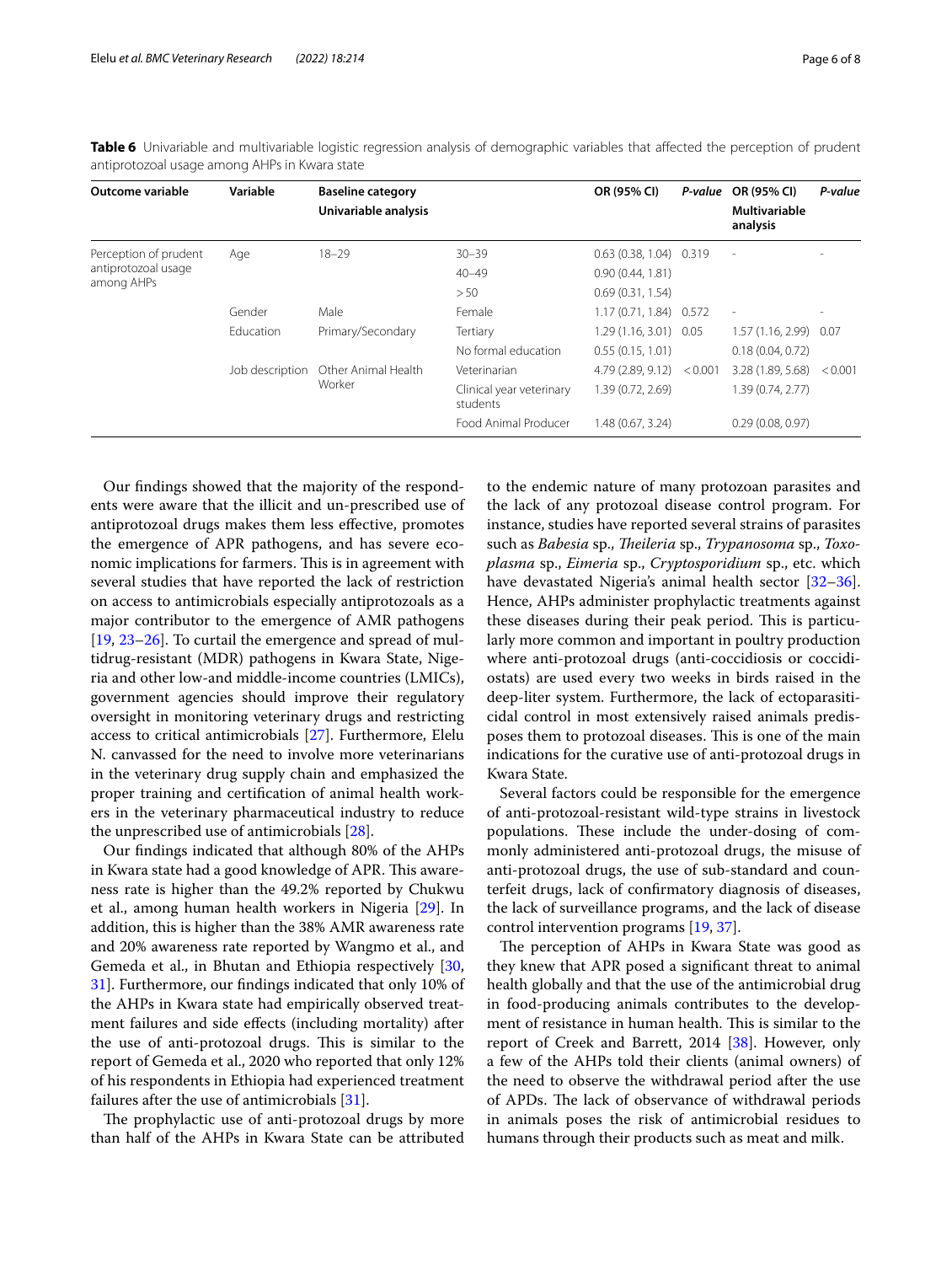**Table 6** Univariable and multivariable logistic regression analysis of demographic variables that affected the perception of prudent antiprotozoal usage among AHPs in Kwara state

| Outcome variable | Variable | Baseline category Univariable analysis | | OR (95% CI) | *P-value* | OR (95% CI) Multivariable analysis | *P-value* |
|---|---|---|---|---|---|---|---|
| Perception of prudent antiprotozoal usage among AHPs | Age | 18–29 | 30–39 | 0.63 (0.38, 1.04) | 0.319 | - | - |
| | | | 40–49 | 0.90 (0.44, 1.81) | | | |
| | | | > 50 | 0.69 (0.31, 1.54) | | | |
| | Gender | Male | Female | 1.17 (0.71, 1.84) | 0.572 | - | - |
| | Education | Primary/Secondary | Tertiary | 1.29 (1.16, 3.01) | 0.05 | 1.57 (1.16, 2.99) | 0.07 |
| | | | No formal education | 0.55 (0.15, 1.01) | | 0.18 (0.04, 0.72) | |
| | Job description | Other Animal Health Worker | Veterinarian | 4.79 (2.89, 9.12) | < 0.001 | 3.28 (1.89, 5.68) | < 0.001 |
| | | | Clinical year veterinary students | 1.39 (0.72, 2.69) | | 1.39 (0.74, 2.77) | |
| | | | Food Animal Producer | 1.48 (0.67, 3.24) | | 0.29 (0.08, 0.97) | |

Our findings showed that the majority of the respondents were aware that the illicit and un-prescribed use of antiprotozoal drugs makes them less effective, promotes the emergence of APR pathogens, and has severe economic implications for farmers. This is in agreement with several studies that have reported the lack of restriction on access to antimicrobials especially antiprotozoals as a major contributor to the emergence of AMR pathogens [19, 23–26]. To curtail the emergence and spread of multidrug-resistant (MDR) pathogens in Kwara State, Nigeria and other low-and middle-income countries (LMICs), government agencies should improve their regulatory oversight in monitoring veterinary drugs and restricting access to critical antimicrobials [27]. Furthermore, Elelu N. canvassed for the need to involve more veterinarians in the veterinary drug supply chain and emphasized the proper training and certification of animal health workers in the veterinary pharmaceutical industry to reduce the unprescribed use of antimicrobials [28].

Our findings indicated that although 80% of the AHPs in Kwara state had a good knowledge of APR. This awareness rate is higher than the 49.2% reported by Chukwu et al., among human health workers in Nigeria [29]. In addition, this is higher than the 38% AMR awareness rate and 20% awareness rate reported by Wangmo et al., and Gemeda et al., in Bhutan and Ethiopia respectively [30, 31]. Furthermore, our findings indicated that only 10% of the AHPs in Kwara state had empirically observed treatment failures and side effects (including mortality) after the use of anti-protozoal drugs. This is similar to the report of Gemeda et al., 2020 who reported that only 12% of his respondents in Ethiopia had experienced treatment failures after the use of antimicrobials [31].

The prophylactic use of anti-protozoal drugs by more than half of the AHPs in Kwara State can be attributed to the endemic nature of many protozoan parasites and the lack of any protozoal disease control program. For instance, studies have reported several strains of parasites such as *Babesia* sp., *Theileria* sp., *Trypanosoma* sp., *Toxoplasma* sp., *Eimeria* sp., *Cryptosporidium* sp., etc. which have devastated Nigeria's animal health sector [32–36]. Hence, AHPs administer prophylactic treatments against these diseases during their peak period. This is particularly more common and important in poultry production where anti-protozoal drugs (anti-coccidiosis or coccidiostats) are used every two weeks in birds raised in the deep-liter system. Furthermore, the lack of ectoparasiticidal control in most extensively raised animals predisposes them to protozoal diseases. This is one of the main indications for the curative use of anti-protozoal drugs in Kwara State.

Several factors could be responsible for the emergence of anti-protozoal-resistant wild-type strains in livestock populations. These include the under-dosing of commonly administered anti-protozoal drugs, the misuse of anti-protozoal drugs, the use of sub-standard and counterfeit drugs, lack of confirmatory diagnosis of diseases, the lack of surveillance programs, and the lack of disease control intervention programs [19, 37].

The perception of AHPs in Kwara State was good as they knew that APR posed a significant threat to animal health globally and that the use of the antimicrobial drug in food-producing animals contributes to the development of resistance in human health. This is similar to the report of Creek and Barrett, 2014 [38]. However, only a few of the AHPs told their clients (animal owners) of the need to observe the withdrawal period after the use of APDs. The lack of observance of withdrawal periods in animals poses the risk of antimicrobial residues to humans through their products such as meat and milk.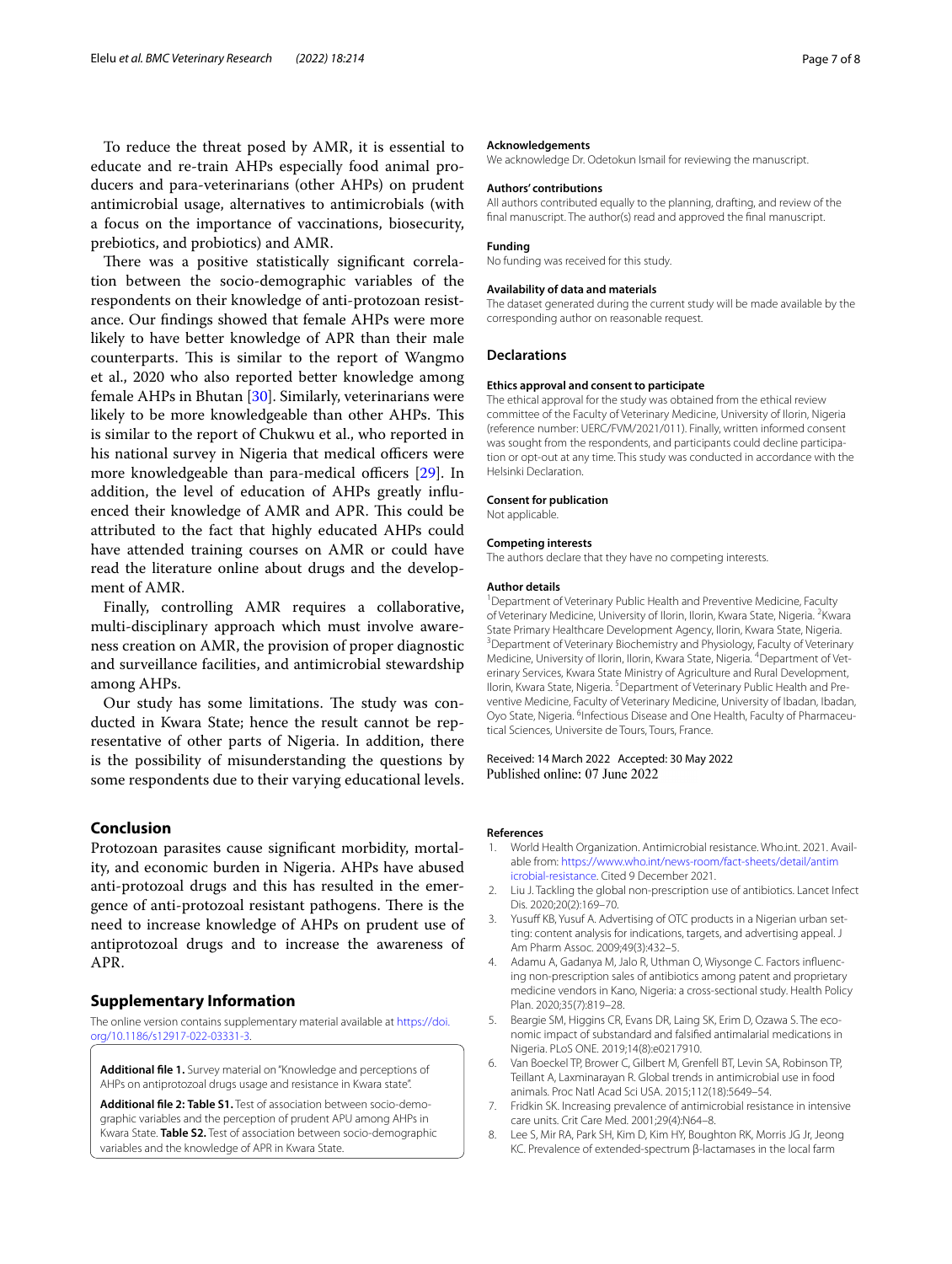To reduce the threat posed by AMR, it is essential to educate and re-train AHPs especially food animal producers and para-veterinarians (other AHPs) on prudent antimicrobial usage, alternatives to antimicrobials (with a focus on the importance of vaccinations, biosecurity, prebiotics, and probiotics) and AMR.

There was a positive statistically significant correlation between the socio-demographic variables of the respondents on their knowledge of anti-protozoan resistance. Our findings showed that female AHPs were more likely to have better knowledge of APR than their male counterparts. This is similar to the report of Wangmo et al., 2020 who also reported better knowledge among female AHPs in Bhutan [30]. Similarly, veterinarians were likely to be more knowledgeable than other AHPs. This is similar to the report of Chukwu et al., who reported in his national survey in Nigeria that medical officers were more knowledgeable than para-medical officers [29]. In addition, the level of education of AHPs greatly influenced their knowledge of AMR and APR. This could be attributed to the fact that highly educated AHPs could have attended training courses on AMR or could have read the literature online about drugs and the development of AMR.

Finally, controlling AMR requires a collaborative, multi-disciplinary approach which must involve awareness creation on AMR, the provision of proper diagnostic and surveillance facilities, and antimicrobial stewardship among AHPs.

Our study has some limitations. The study was conducted in Kwara State; hence the result cannot be representative of other parts of Nigeria. In addition, there is the possibility of misunderstanding the questions by some respondents due to their varying educational levels.

## Conclusion

Protozoan parasites cause significant morbidity, mortality, and economic burden in Nigeria. AHPs have abused anti-protozoal drugs and this has resulted in the emergence of anti-protozoal resistant pathogens. There is the need to increase knowledge of AHPs on prudent use of antiprotozoal drugs and to increase the awareness of APR.

## Supplementary Information

The online version contains supplementary material available at https://doi.org/10.1186/s12917-022-03331-3.

**Additional file 1.** Survey material on "Knowledge and perceptions of AHPs on antiprotozoal drugs usage and resistance in Kwara state".

**Additional file 2: Table S1.** Test of association between socio-demographic variables and the perception of prudent APU among AHPs in Kwara State. **Table S2.** Test of association between socio-demographic variables and the knowledge of APR in Kwara State.

### Acknowledgements

We acknowledge Dr. Odetokun Ismail for reviewing the manuscript.

### Authors' contributions

All authors contributed equally to the planning, drafting, and review of the final manuscript. The author(s) read and approved the final manuscript.

### Funding

No funding was received for this study.

### Availability of data and materials

The dataset generated during the current study will be made available by the corresponding author on reasonable request.

## Declarations

### Ethics approval and consent to participate

The ethical approval for the study was obtained from the ethical review committee of the Faculty of Veterinary Medicine, University of Ilorin, Nigeria (reference number: UERC/FVM/2021/011). Finally, written informed consent was sought from the respondents, and participants could decline participation or opt-out at any time. This study was conducted in accordance with the Helsinki Declaration.

### Consent for publication

Not applicable.

### Competing interests

The authors declare that they have no competing interests.

### Author details

[1]Department of Veterinary Public Health and Preventive Medicine, Faculty of Veterinary Medicine, University of Ilorin, Ilorin, Kwara State, Nigeria. [2]Kwara State Primary Healthcare Development Agency, Ilorin, Kwara State, Nigeria. [3]Department of Veterinary Biochemistry and Physiology, Faculty of Veterinary Medicine, University of Ilorin, Ilorin, Kwara State, Nigeria. [4]Department of Veterinary Services, Kwara State Ministry of Agriculture and Rural Development, Ilorin, Kwara State, Nigeria. [5]Department of Veterinary Public Health and Preventive Medicine, Faculty of Veterinary Medicine, University of Ibadan, Ibadan, Oyo State, Nigeria. [6]Infectious Disease and One Health, Faculty of Pharmaceutical Sciences, Universite de Tours, Tours, France.

Received: 14 March 2022 Accepted: 30 May 2022
Published online: 07 June 2022

### References

1. World Health Organization. Antimicrobial resistance. Who.int. 2021. Available from: https://www.who.int/news-room/fact-sheets/detail/antimicrobial-resistance. Cited 9 December 2021.
2. Liu J. Tackling the global non-prescription use of antibiotics. Lancet Infect Dis. 2020;20(2):169–70.
3. Yusuff KB, Yusuf A. Advertising of OTC products in a Nigerian urban setting: content analysis for indications, targets, and advertising appeal. J Am Pharm Assoc. 2009;49(3):432–5.
4. Adamu A, Gadanya M, Jalo R, Uthman O, Wiysonge C. Factors influencing non-prescription sales of antibiotics among patent and proprietary medicine vendors in Kano, Nigeria: a cross-sectional study. Health Policy Plan. 2020;35(7):819–28.
5. Beargie SM, Higgins CR, Evans DR, Laing SK, Erim D, Ozawa S. The economic impact of substandard and falsified antimalarial medications in Nigeria. PLoS ONE. 2019;14(8):e0217910.
6. Van Boeckel TP, Brower C, Gilbert M, Grenfell BT, Levin SA, Robinson TP, Teillant A, Laxminarayan R. Global trends in antimicrobial use in food animals. Proc Natl Acad Sci USA. 2015;112(18):5649–54.
7. Fridkin SK. Increasing prevalence of antimicrobial resistance in intensive care units. Crit Care Med. 2001;29(4):N64–8.
8. Lee S, Mir RA, Park SH, Kim D, Kim HY, Boughton RK, Morris JG Jr, Jeong KC. Prevalence of extended-spectrum β-lactamases in the local farm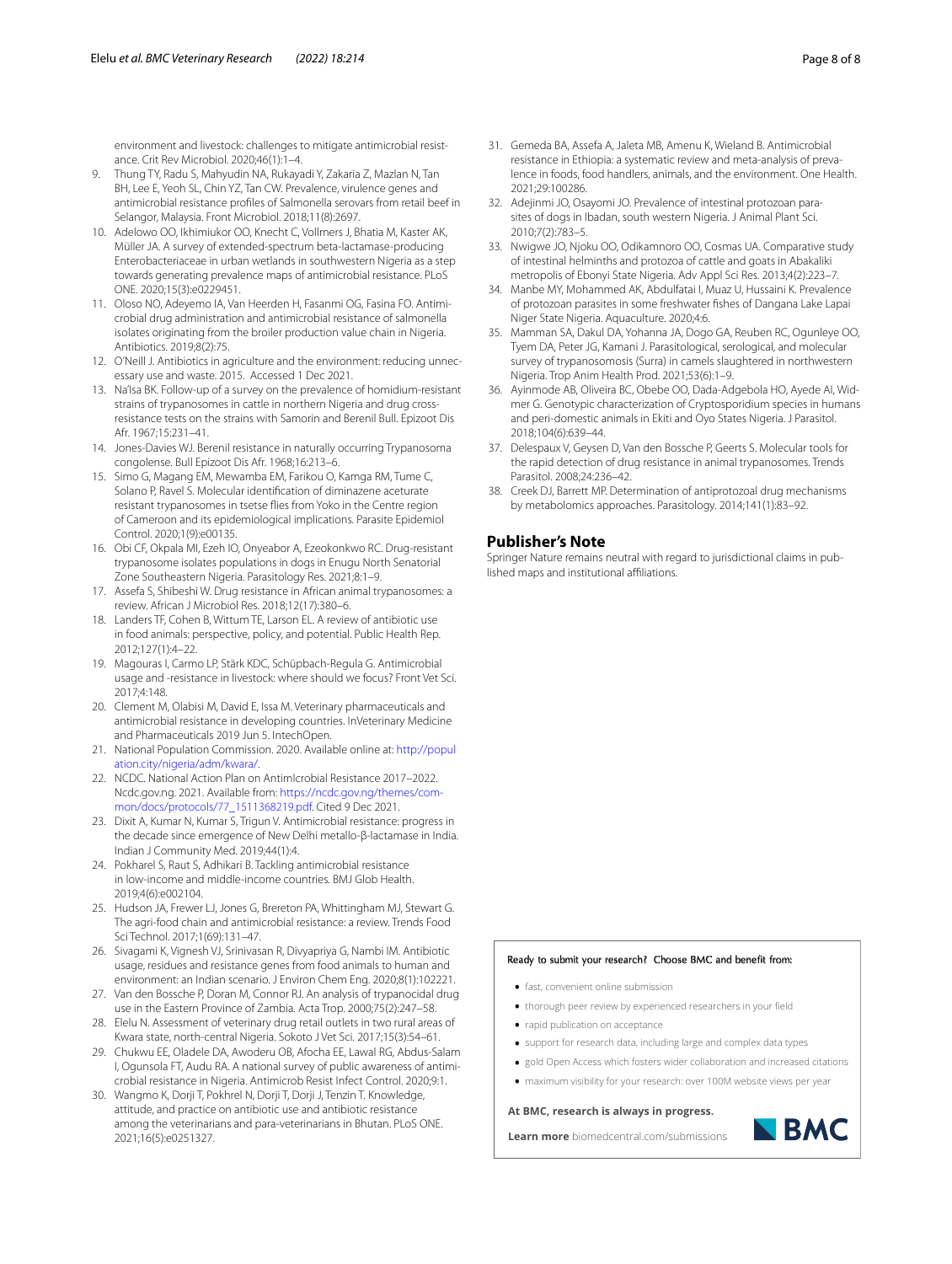environment and livestock: challenges to mitigate antimicrobial resistance. Crit Rev Microbiol. 2020;46(1):1–4.

9. Thung TY, Radu S, Mahyudin NA, Rukayadi Y, Zakaria Z, Mazlan N, Tan BH, Lee E, Yeoh SL, Chin YZ, Tan CW. Prevalence, virulence genes and antimicrobial resistance profiles of Salmonella serovars from retail beef in Selangor, Malaysia. Front Microbiol. 2018;11(8):2697.
10. Adelowo OO, Ikhimiukor OO, Knecht C, Vollmers J, Bhatia M, Kaster AK, Müller JA. A survey of extended-spectrum beta-lactamase-producing Enterobacteriaceae in urban wetlands in southwestern Nigeria as a step towards generating prevalence maps of antimicrobial resistance. PLoS ONE. 2020;15(3):e0229451.
11. Oloso NO, Adeyemo IA, Van Heerden H, Fasanmi OG, Fasina FO. Antimicrobial drug administration and antimicrobial resistance of salmonella isolates originating from the broiler production value chain in Nigeria. Antibiotics. 2019;8(2):75.
12. O'Neill J. Antibiotics in agriculture and the environment: reducing unnecessary use and waste. 2015. Accessed 1 Dec 2021.
13. Na'Isa BK. Follow-up of a survey on the prevalence of homidium-resistant strains of trypanosomes in cattle in northern Nigeria and drug cross-resistance tests on the strains with Samorin and Berenil Bull. Epizoot Dis Afr. 1967;15:231–41.
14. Jones-Davies WJ. Berenil resistance in naturally occurring Trypanosoma congolense. Bull Epizoot Dis Afr. 1968;16:213–6.
15. Simo G, Magang EM, Mewamba EM, Farikou O, Kamga RM, Tume C, Solano P, Ravel S. Molecular identification of diminazene aceturate resistant trypanosomes in tsetse flies from Yoko in the Centre region of Cameroon and its epidemiological implications. Parasite Epidemiol Control. 2020;1(9):e00135.
16. Obi CF, Okpala MI, Ezeh IO, Onyeabor A, Ezeokonkwo RC. Drug-resistant trypanosome isolates populations in dogs in Enugu North Senatorial Zone Southeastern Nigeria. Parasitology Res. 2021;8:1–9.
17. Assefa S, Shibeshi W. Drug resistance in African animal trypanosomes: a review. African J Microbiol Res. 2018;12(17):380–6.
18. Landers TF, Cohen B, Wittum TE, Larson EL. A review of antibiotic use in food animals: perspective, policy, and potential. Public Health Rep. 2012;127(1):4–22.
19. Magouras I, Carmo LP, Stärk KDC, Schüpbach-Regula G. Antimicrobial usage and -resistance in livestock: where should we focus? Front Vet Sci. 2017;4:148.
20. Clement M, Olabisi M, David E, Issa M. Veterinary pharmaceuticals and antimicrobial resistance in developing countries. InVeterinary Medicine and Pharmaceuticals 2019 Jun 5. IntechOpen.
21. National Population Commission. 2020. Available online at: http://population.city/nigeria/adm/kwara/.
22. NCDC. National Action Plan on AntimIcrobial Resistance 2017–2022. Ncdc.gov.ng. 2021. Available from: https://ncdc.gov.ng/themes/common/docs/protocols/77_1511368219.pdf. Cited 9 Dec 2021.
23. Dixit A, Kumar N, Kumar S, Trigun V. Antimicrobial resistance: progress in the decade since emergence of New Delhi metallo-β-lactamase in India. Indian J Community Med. 2019;44(1):4.
24. Pokharel S, Raut S, Adhikari B. Tackling antimicrobial resistance in low-income and middle-income countries. BMJ Glob Health. 2019;4(6):e002104.
25. Hudson JA, Frewer LJ, Jones G, Brereton PA, Whittingham MJ, Stewart G. The agri-food chain and antimicrobial resistance: a review. Trends Food Sci Technol. 2017;1(69):131–47.
26. Sivagami K, Vignesh VJ, Srinivasan R, Divyapriya G, Nambi IM. Antibiotic usage, residues and resistance genes from food animals to human and environment: an Indian scenario. J Environ Chem Eng. 2020;8(1):102221.
27. Van den Bossche P, Doran M, Connor RJ. An analysis of trypanocidal drug use in the Eastern Province of Zambia. Acta Trop. 2000;75(2):247–58.
28. Elelu N. Assessment of veterinary drug retail outlets in two rural areas of Kwara state, north-central Nigeria. Sokoto J Vet Sci. 2017;15(3):54–61.
29. Chukwu EE, Oladele DA, Awoderu OB, Afocha EE, Lawal RG, Abdus-Salam I, Ogunsola FT, Audu RA. A national survey of public awareness of antimicrobial resistance in Nigeria. Antimicrob Resist Infect Control. 2020;9:1.
30. Wangmo K, Dorji T, Pokhrel N, Dorji T, Dorji J, Tenzin T. Knowledge, attitude, and practice on antibiotic use and antibiotic resistance among the veterinarians and para-veterinarians in Bhutan. PLoS ONE. 2021;16(5):e0251327.
31. Gemeda BA, Assefa A, Jaleta MB, Amenu K, Wieland B. Antimicrobial resistance in Ethiopia: a systematic review and meta-analysis of prevalence in foods, food handlers, animals, and the environment. One Health. 2021;29:100286.
32. Adejinmi JO, Osayomi JO. Prevalence of intestinal protozoan parasites of dogs in Ibadan, south western Nigeria. J Animal Plant Sci. 2010;7(2):783–5.
33. Nwigwe JO, Njoku OO, Odikamnoro OO, Cosmas UA. Comparative study of intestinal helminths and protozoa of cattle and goats in Abakaliki metropolis of Ebonyi State Nigeria. Adv Appl Sci Res. 2013;4(2):223–7.
34. Manbe MY, Mohammed AK, Abdulfatai I, Muaz U, Hussaini K. Prevalence of protozoan parasites in some freshwater fishes of Dangana Lake Lapai Niger State Nigeria. Aquaculture. 2020;4:6.
35. Mamman SA, Dakul DA, Yohanna JA, Dogo GA, Reuben RC, Ogunleye OO, Tyem DA, Peter JG, Kamani J. Parasitological, serological, and molecular survey of trypanosomosis (Surra) in camels slaughtered in northwestern Nigeria. Trop Anim Health Prod. 2021;53(6):1–9.
36. Ayinmode AB, Oliveira BC, Obebe OO, Dada-Adgebola HO, Ayede AI, Widmer G. Genotypic characterization of Cryptosporidium species in humans and peri-domestic animals in Ekiti and Oyo States Nigeria. J Parasitol. 2018;104(6):639–44.
37. Delespaux V, Geysen D, Van den Bossche P, Geerts S. Molecular tools for the rapid detection of drug resistance in animal trypanosomes. Trends Parasitol. 2008;24:236–42.
38. Creek DJ, Barrett MP. Determination of antiprotozoal drug mechanisms by metabolomics approaches. Parasitology. 2014;141(1):83–92.

## Publisher's Note

Springer Nature remains neutral with regard to jurisdictional claims in published maps and institutional affiliations.

Ready to submit your research? Choose BMC and benefit from:

- fast, convenient online submission
- thorough peer review by experienced researchers in your field
- rapid publication on acceptance
- support for research data, including large and complex data types
- gold Open Access which fosters wider collaboration and increased citations
- maximum visibility for your research: over 100M website views per year

**At BMC, research is always in progress.**

**Learn more** biomedcentral.com/submissions

BMC